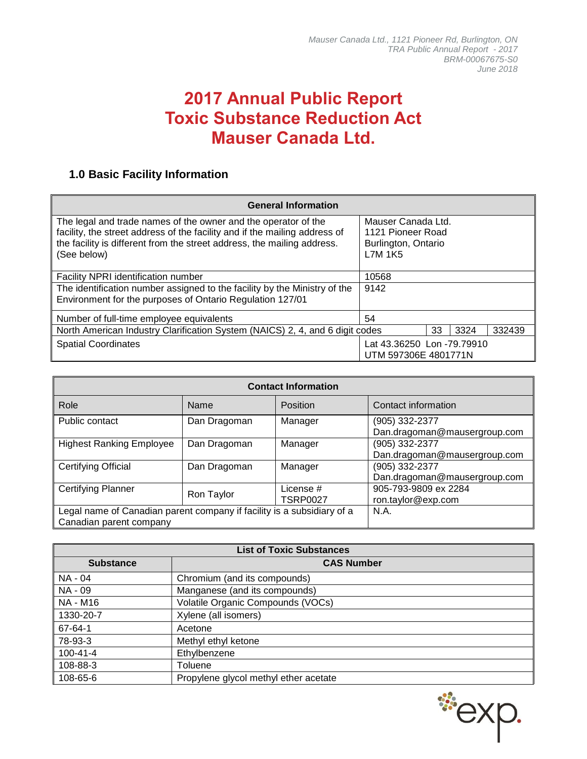*Mauser Canada Ltd., 1121 Pioneer Rd, Burlington, ON*
*TRA Public Annual Report - 2017*
*BRM-00067675-S0*
*June 2018*

# 2017 Annual Public Report
# Toxic Substance Reduction Act
# Mauser Canada Ltd.

## 1.0 Basic Facility Information

| General Information | | | |
|---|---|---|---|
| The legal and trade names of the owner and the operator of the facility, the street address of the facility and if the mailing address of the facility is different from the street address, the mailing address. (See below) | Mauser Canada Ltd.<br>1121 Pioneer Road<br>Burlington, Ontario<br>L7M 1K5 | | |
| Facility NPRI identification number | 10568 | | |
| The identification number assigned to the facility by the Ministry of the Environment for the purposes of Ontario Regulation 127/01 | 9142 | | |
| Number of full-time employee equivalents | 54 | | |
| North American Industry Clarification System (NAICS) 2, 4, and 6 digit codes | 33 | 3324 | 332439 |
| Spatial Coordinates | Lat 43.36250 Lon -79.79910<br>UTM 597306E 4801771N | | |

| Contact Information | | | |
|---|---|---|---|
| Role | Name | Position | Contact information |
| Public contact | Dan Dragoman | Manager | (905) 332-2377<br>Dan.dragoman@mausergroup.com |
| Highest Ranking Employee | Dan Dragoman | Manager | (905) 332-2377<br>Dan.dragoman@mausergroup.com |
| Certifying Official | Dan Dragoman | Manager | (905) 332-2377<br>Dan.dragoman@mausergroup.com |
| Certifying Planner | Ron Taylor | License #<br>TSRP0027 | 905-793-9809 ex 2284<br>ron.taylor@exp.com |
| Legal name of Canadian parent company if facility is a subsidiary of a Canadian parent company | | | N.A. |

| List of Toxic Substances | |
|---|---|
| **Substance** | **CAS Number** |
| NA - 04 | Chromium (and its compounds) |
| NA - 09 | Manganese (and its compounds) |
| NA - M16 | Volatile Organic Compounds (VOCs) |
| 1330-20-7 | Xylene (all isomers) |
| 67-64-1 | Acetone |
| 78-93-3 | Methyl ethyl ketone |
| 100-41-4 | Ethylbenzene |
| 108-88-3 | Toluene |
| 108-65-6 | Propylene glycol methyl ether acetate |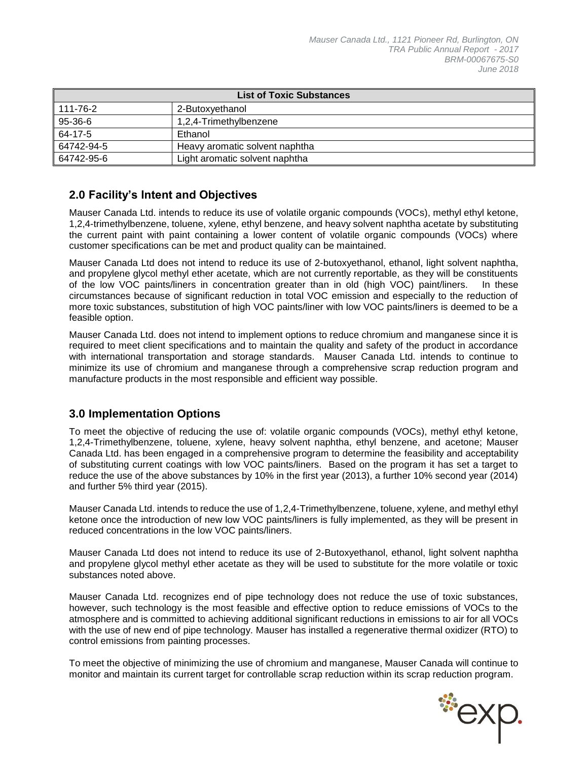| List of Toxic Substances | |
|---|---|
| 111-76-2 | 2-Butoxyethanol |
| 95-36-6 | 1,2,4-Trimethylbenzene |
| 64-17-5 | Ethanol |
| 64742-94-5 | Heavy aromatic solvent naphtha |
| 64742-95-6 | Light aromatic solvent naphtha |

## 2.0 Facility's Intent and Objectives

Mauser Canada Ltd. intends to reduce its use of volatile organic compounds (VOCs), methyl ethyl ketone, 1,2,4-trimethylbenzene, toluene, xylene, ethyl benzene, and heavy solvent naphtha acetate by substituting the current paint with paint containing a lower content of volatile organic compounds (VOCs) where customer specifications can be met and product quality can be maintained.

Mauser Canada Ltd does not intend to reduce its use of 2-butoxyethanol, ethanol, light solvent naphtha, and propylene glycol methyl ether acetate, which are not currently reportable, as they will be constituents of the low VOC paints/liners in concentration greater than in old (high VOC) paint/liners. In these circumstances because of significant reduction in total VOC emission and especially to the reduction of more toxic substances, substitution of high VOC paints/liner with low VOC paints/liners is deemed to be a feasible option.

Mauser Canada Ltd. does not intend to implement options to reduce chromium and manganese since it is required to meet client specifications and to maintain the quality and safety of the product in accordance with international transportation and storage standards. Mauser Canada Ltd. intends to continue to minimize its use of chromium and manganese through a comprehensive scrap reduction program and manufacture products in the most responsible and efficient way possible.

## 3.0 Implementation Options

To meet the objective of reducing the use of: volatile organic compounds (VOCs), methyl ethyl ketone, 1,2,4-Trimethylbenzene, toluene, xylene, heavy solvent naphtha, ethyl benzene, and acetone; Mauser Canada Ltd. has been engaged in a comprehensive program to determine the feasibility and acceptability of substituting current coatings with low VOC paints/liners. Based on the program it has set a target to reduce the use of the above substances by 10% in the first year (2013), a further 10% second year (2014) and further 5% third year (2015).

Mauser Canada Ltd. intends to reduce the use of 1,2,4-Trimethylbenzene, toluene, xylene, and methyl ethyl ketone once the introduction of new low VOC paints/liners is fully implemented, as they will be present in reduced concentrations in the low VOC paints/liners.

Mauser Canada Ltd does not intend to reduce its use of 2-Butoxyethanol, ethanol, light solvent naphtha and propylene glycol methyl ether acetate as they will be used to substitute for the more volatile or toxic substances noted above.

Mauser Canada Ltd. recognizes end of pipe technology does not reduce the use of toxic substances, however, such technology is the most feasible and effective option to reduce emissions of VOCs to the atmosphere and is committed to achieving additional significant reductions in emissions to air for all VOCs with the use of new end of pipe technology. Mauser has installed a regenerative thermal oxidizer (RTO) to control emissions from painting processes.

To meet the objective of minimizing the use of chromium and manganese, Mauser Canada will continue to monitor and maintain its current target for controllable scrap reduction within its scrap reduction program.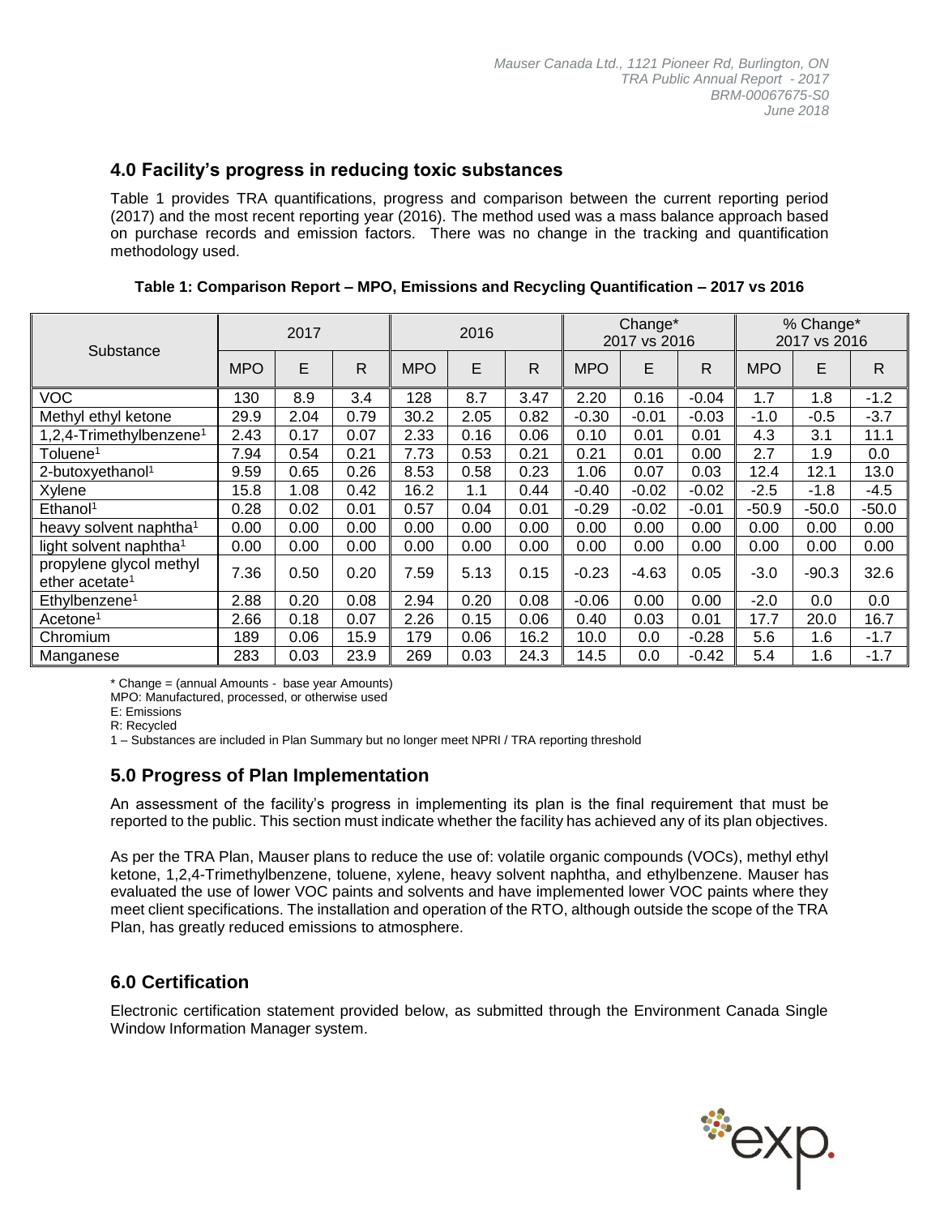## 4.0 Facility's progress in reducing toxic substances

Table 1 provides TRA quantifications, progress and comparison between the current reporting period (2017) and the most recent reporting year (2016). The method used was a mass balance approach based on purchase records and emission factors. There was no change in the tracking and quantification methodology used.

**Table 1: Comparison Report – MPO, Emissions and Recycling Quantification – 2017 vs 2016**

| Substance | 2017 | | | 2016 | | | Change* 2017 vs 2016 | | | % Change* 2017 vs 2016 | | |
|---|---|---|---|---|---|---|---|---|---|---|---|---|
| | MPO | E | R | MPO | E | R | MPO | E | R | MPO | E | R |
| VOC | 130 | 8.9 | 3.4 | 128 | 8.7 | 3.47 | 2.20 | 0.16 | -0.04 | 1.7 | 1.8 | -1.2 |
| Methyl ethyl ketone | 29.9 | 2.04 | 0.79 | 30.2 | 2.05 | 0.82 | -0.30 | -0.01 | -0.03 | -1.0 | -0.5 | -3.7 |
| 1,2,4-Trimethylbenzene[1] | 2.43 | 0.17 | 0.07 | 2.33 | 0.16 | 0.06 | 0.10 | 0.01 | 0.01 | 4.3 | 3.1 | 11.1 |
| Toluene[1] | 7.94 | 0.54 | 0.21 | 7.73 | 0.53 | 0.21 | 0.21 | 0.01 | 0.00 | 2.7 | 1.9 | 0.0 |
| 2-butoxyethanol[1] | 9.59 | 0.65 | 0.26 | 8.53 | 0.58 | 0.23 | 1.06 | 0.07 | 0.03 | 12.4 | 12.1 | 13.0 |
| Xylene | 15.8 | 1.08 | 0.42 | 16.2 | 1.1 | 0.44 | -0.40 | -0.02 | -0.02 | -2.5 | -1.8 | -4.5 |
| Ethanol[1] | 0.28 | 0.02 | 0.01 | 0.57 | 0.04 | 0.01 | -0.29 | -0.02 | -0.01 | -50.9 | -50.0 | -50.0 |
| heavy solvent naphtha[1] | 0.00 | 0.00 | 0.00 | 0.00 | 0.00 | 0.00 | 0.00 | 0.00 | 0.00 | 0.00 | 0.00 | 0.00 |
| light solvent naphtha[1] | 0.00 | 0.00 | 0.00 | 0.00 | 0.00 | 0.00 | 0.00 | 0.00 | 0.00 | 0.00 | 0.00 | 0.00 |
| propylene glycol methyl ether acetate[1] | 7.36 | 0.50 | 0.20 | 7.59 | 5.13 | 0.15 | -0.23 | -4.63 | 0.05 | -3.0 | -90.3 | 32.6 |
| Ethylbenzene[1] | 2.88 | 0.20 | 0.08 | 2.94 | 0.20 | 0.08 | -0.06 | 0.00 | 0.00 | -2.0 | 0.0 | 0.0 |
| Acetone[1] | 2.66 | 0.18 | 0.07 | 2.26 | 0.15 | 0.06 | 0.40 | 0.03 | 0.01 | 17.7 | 20.0 | 16.7 |
| Chromium | 189 | 0.06 | 15.9 | 179 | 0.06 | 16.2 | 10.0 | 0.0 | -0.28 | 5.6 | 1.6 | -1.7 |
| Manganese | 283 | 0.03 | 23.9 | 269 | 0.03 | 24.3 | 14.5 | 0.0 | -0.42 | 5.4 | 1.6 | -1.7 |

* Change = (annual Amounts - base year Amounts)
MPO: Manufactured, processed, or otherwise used
E: Emissions
R: Recycled
1 – Substances are included in Plan Summary but no longer meet NPRI / TRA reporting threshold

## 5.0 Progress of Plan Implementation

An assessment of the facility's progress in implementing its plan is the final requirement that must be reported to the public. This section must indicate whether the facility has achieved any of its plan objectives.

As per the TRA Plan, Mauser plans to reduce the use of: volatile organic compounds (VOCs), methyl ethyl ketone, 1,2,4-Trimethylbenzene, toluene, xylene, heavy solvent naphtha, and ethylbenzene. Mauser has evaluated the use of lower VOC paints and solvents and have implemented lower VOC paints where they meet client specifications. The installation and operation of the RTO, although outside the scope of the TRA Plan, has greatly reduced emissions to atmosphere.

## 6.0 Certification

Electronic certification statement provided below, as submitted through the Environment Canada Single Window Information Manager system.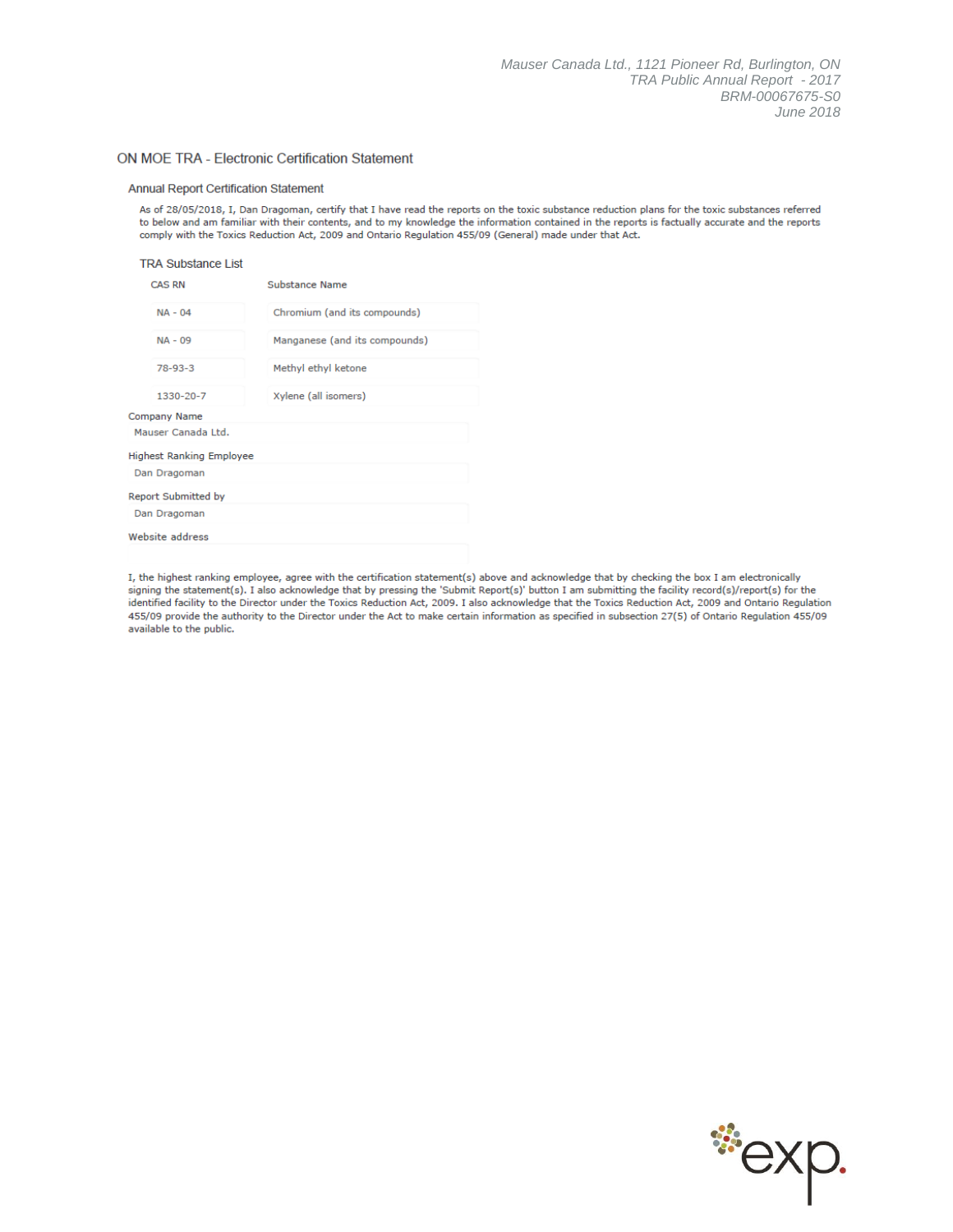## ON MOE TRA - Electronic Certification Statement

### Annual Report Certification Statement

As of 28/05/2018, I, Dan Dragoman, certify that I have read the reports on the toxic substance reduction plans for the toxic substances referred to below and am familiar with their contents, and to my knowledge the information contained in the reports is factually accurate and the reports comply with the Toxics Reduction Act, 2009 and Ontario Regulation 455/09 (General) made under that Act.

#### TRA Substance List

| CAS RN | Substance Name |
|---|---|
| NA - 04 | Chromium (and its compounds) |
| NA - 09 | Manganese (and its compounds) |
| 78-93-3 | Methyl ethyl ketone |
| 1330-20-7 | Xylene (all isomers) |

Company Name

Mauser Canada Ltd.

Highest Ranking Employee

Dan Dragoman

Report Submitted by

Dan Dragoman

Website address

I, the highest ranking employee, agree with the certification statement(s) above and acknowledge that by checking the box I am electronically signing the statement(s). I also acknowledge that by pressing the 'Submit Report(s)' button I am submitting the facility record(s)/report(s) for the identified facility to the Director under the Toxics Reduction Act, 2009. I also acknowledge that the Toxics Reduction Act, 2009 and Ontario Regulation 455/09 provide the authority to the Director under the Act to make certain information as specified in subsection 27(5) of Ontario Regulation 455/09 available to the public.